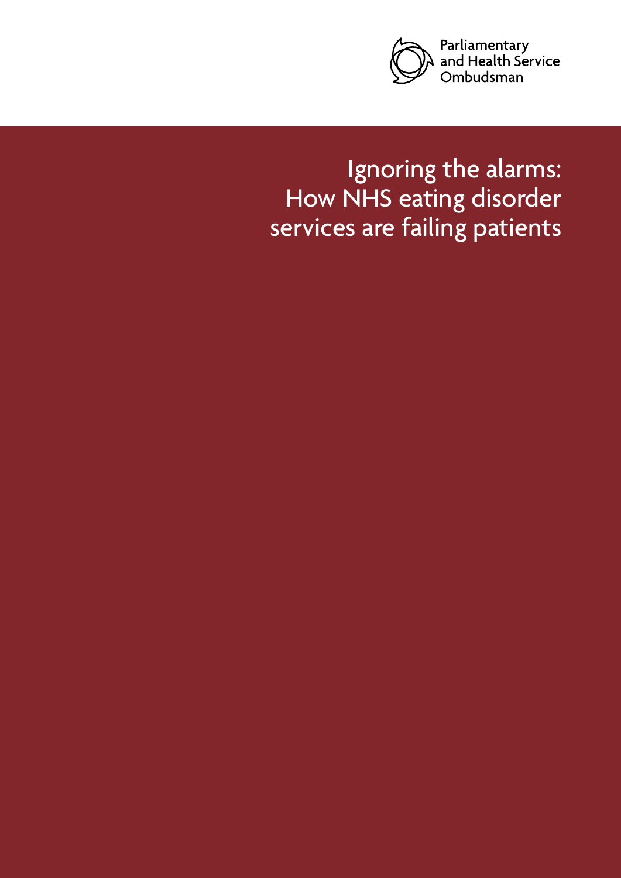Parliamentary and Health Service Ombudsman

# Ignoring the alarms: How NHS eating disorder services are failing patients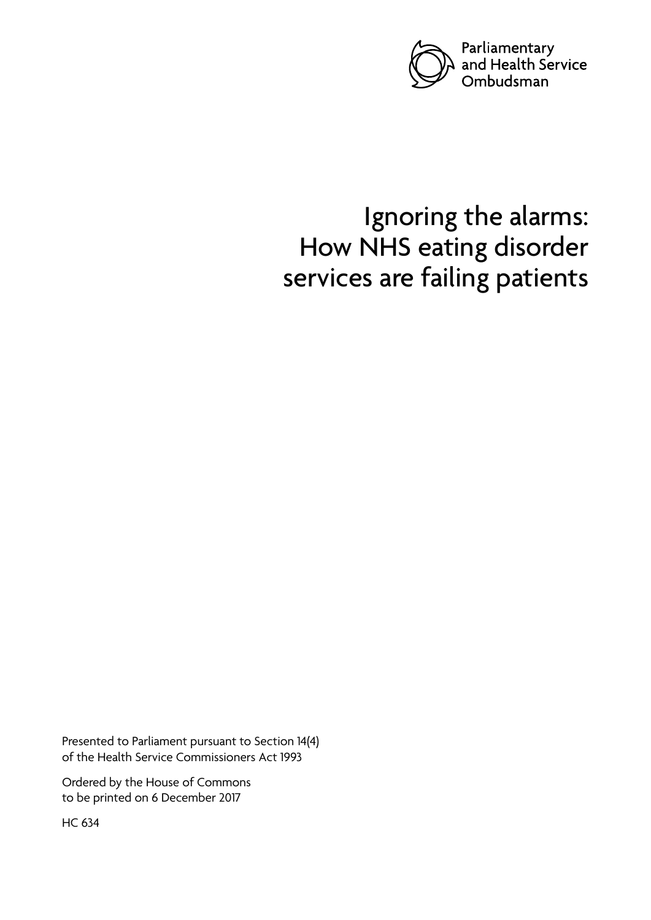Parliamentary and Health Service Ombudsman

# Ignoring the alarms: How NHS eating disorder services are failing patients

Presented to Parliament pursuant to Section 14(4) of the Health Service Commissioners Act 1993

Ordered by the House of Commons to be printed on 6 December 2017

HC 634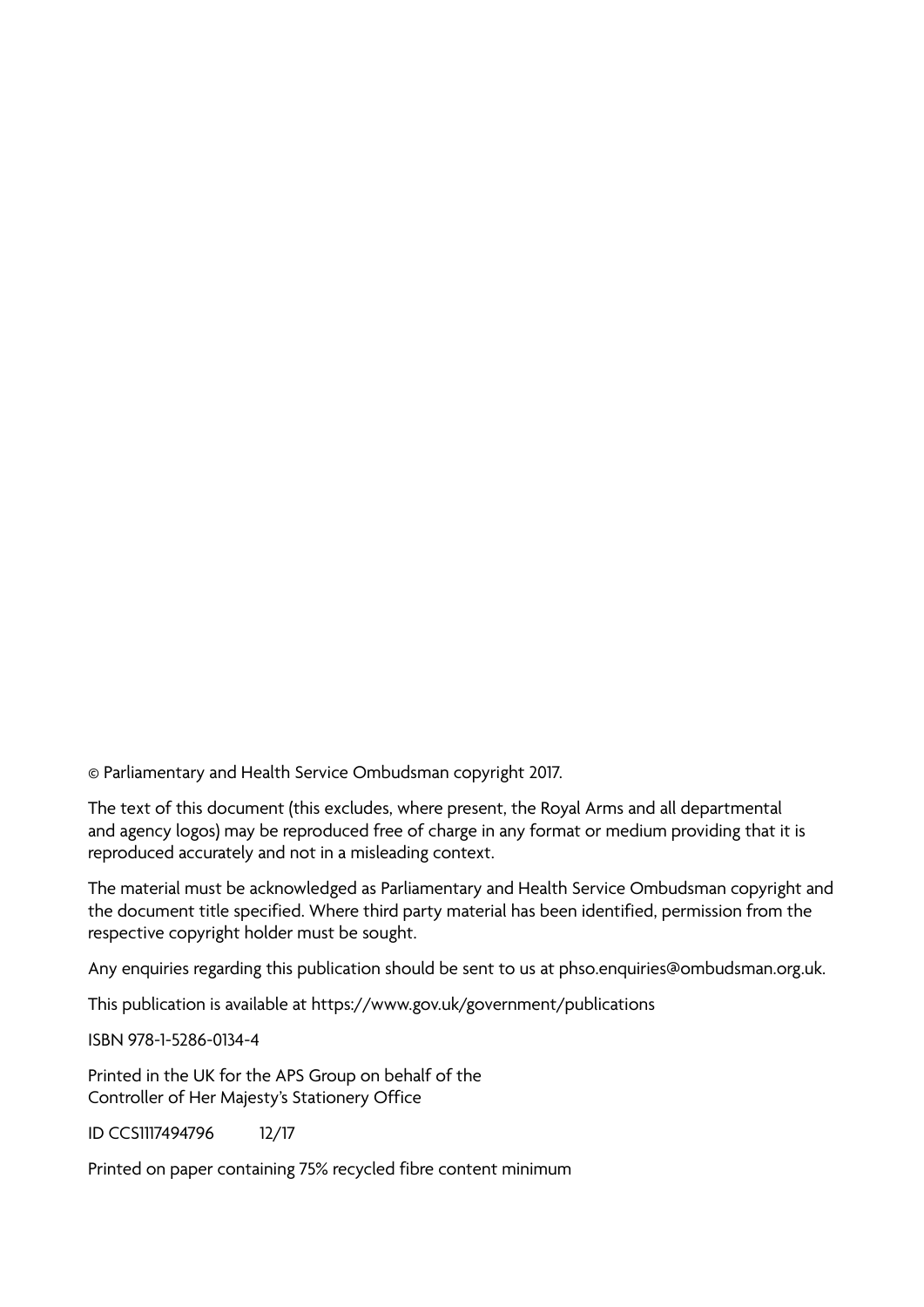© Parliamentary and Health Service Ombudsman copyright 2017.

The text of this document (this excludes, where present, the Royal Arms and all departmental and agency logos) may be reproduced free of charge in any format or medium providing that it is reproduced accurately and not in a misleading context.

The material must be acknowledged as Parliamentary and Health Service Ombudsman copyright and the document title specified. Where third party material has been identified, permission from the respective copyright holder must be sought.

Any enquiries regarding this publication should be sent to us at phso.enquiries@ombudsman.org.uk.

This publication is available at https://www.gov.uk/government/publications

ISBN 978-1-5286-0134-4

Printed in the UK for the APS Group on behalf of the Controller of Her Majesty's Stationery Office

ID CCS1117494796 12/17

Printed on paper containing 75% recycled fibre content minimum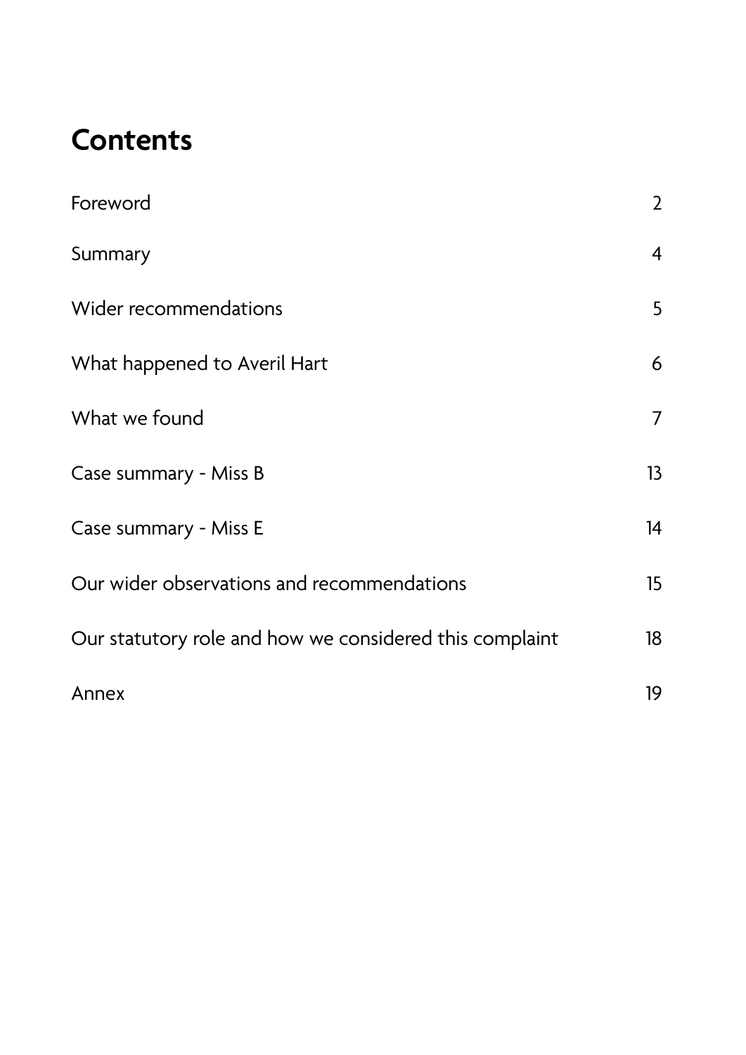## Contents

| | |
|---|---|
| Foreword | 2 |
| Summary | 4 |
| Wider recommendations | 5 |
| What happened to Averil Hart | 6 |
| What we found | 7 |
| Case summary - Miss B | 13 |
| Case summary - Miss E | 14 |
| Our wider observations and recommendations | 15 |
| Our statutory role and how we considered this complaint | 18 |
| Annex | 19 |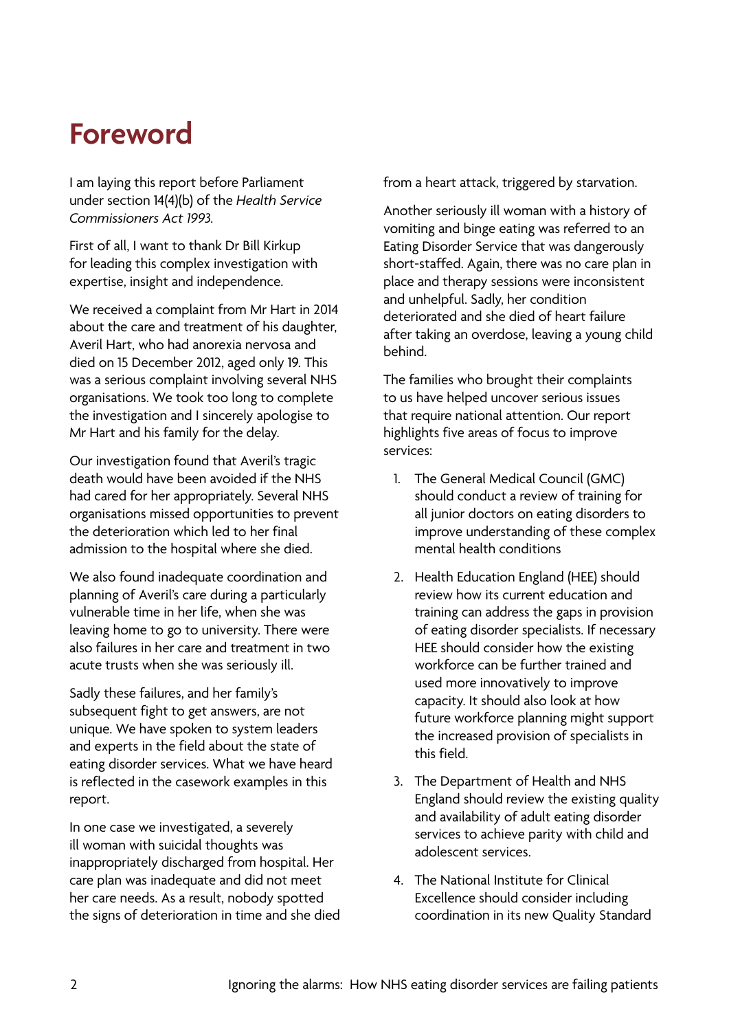# Foreword

I am laying this report before Parliament under section 14(4)(b) of the *Health Service Commissioners Act 1993.*

First of all, I want to thank Dr Bill Kirkup for leading this complex investigation with expertise, insight and independence.

We received a complaint from Mr Hart in 2014 about the care and treatment of his daughter, Averil Hart, who had anorexia nervosa and died on 15 December 2012, aged only 19. This was a serious complaint involving several NHS organisations. We took too long to complete the investigation and I sincerely apologise to Mr Hart and his family for the delay.

Our investigation found that Averil's tragic death would have been avoided if the NHS had cared for her appropriately. Several NHS organisations missed opportunities to prevent the deterioration which led to her final admission to the hospital where she died.

We also found inadequate coordination and planning of Averil's care during a particularly vulnerable time in her life, when she was leaving home to go to university. There were also failures in her care and treatment in two acute trusts when she was seriously ill.

Sadly these failures, and her family's subsequent fight to get answers, are not unique. We have spoken to system leaders and experts in the field about the state of eating disorder services. What we have heard is reflected in the casework examples in this report.

In one case we investigated, a severely ill woman with suicidal thoughts was inappropriately discharged from hospital. Her care plan was inadequate and did not meet her care needs. As a result, nobody spotted the signs of deterioration in time and she died from a heart attack, triggered by starvation.

Another seriously ill woman with a history of vomiting and binge eating was referred to an Eating Disorder Service that was dangerously short-staffed. Again, there was no care plan in place and therapy sessions were inconsistent and unhelpful. Sadly, her condition deteriorated and she died of heart failure after taking an overdose, leaving a young child behind.

The families who brought their complaints to us have helped uncover serious issues that require national attention. Our report highlights five areas of focus to improve services:

1. The General Medical Council (GMC) should conduct a review of training for all junior doctors on eating disorders to improve understanding of these complex mental health conditions
2. Health Education England (HEE) should review how its current education and training can address the gaps in provision of eating disorder specialists. If necessary HEE should consider how the existing workforce can be further trained and used more innovatively to improve capacity. It should also look at how future workforce planning might support the increased provision of specialists in this field.
3. The Department of Health and NHS England should review the existing quality and availability of adult eating disorder services to achieve parity with child and adolescent services.
4. The National Institute for Clinical Excellence should consider including coordination in its new Quality Standard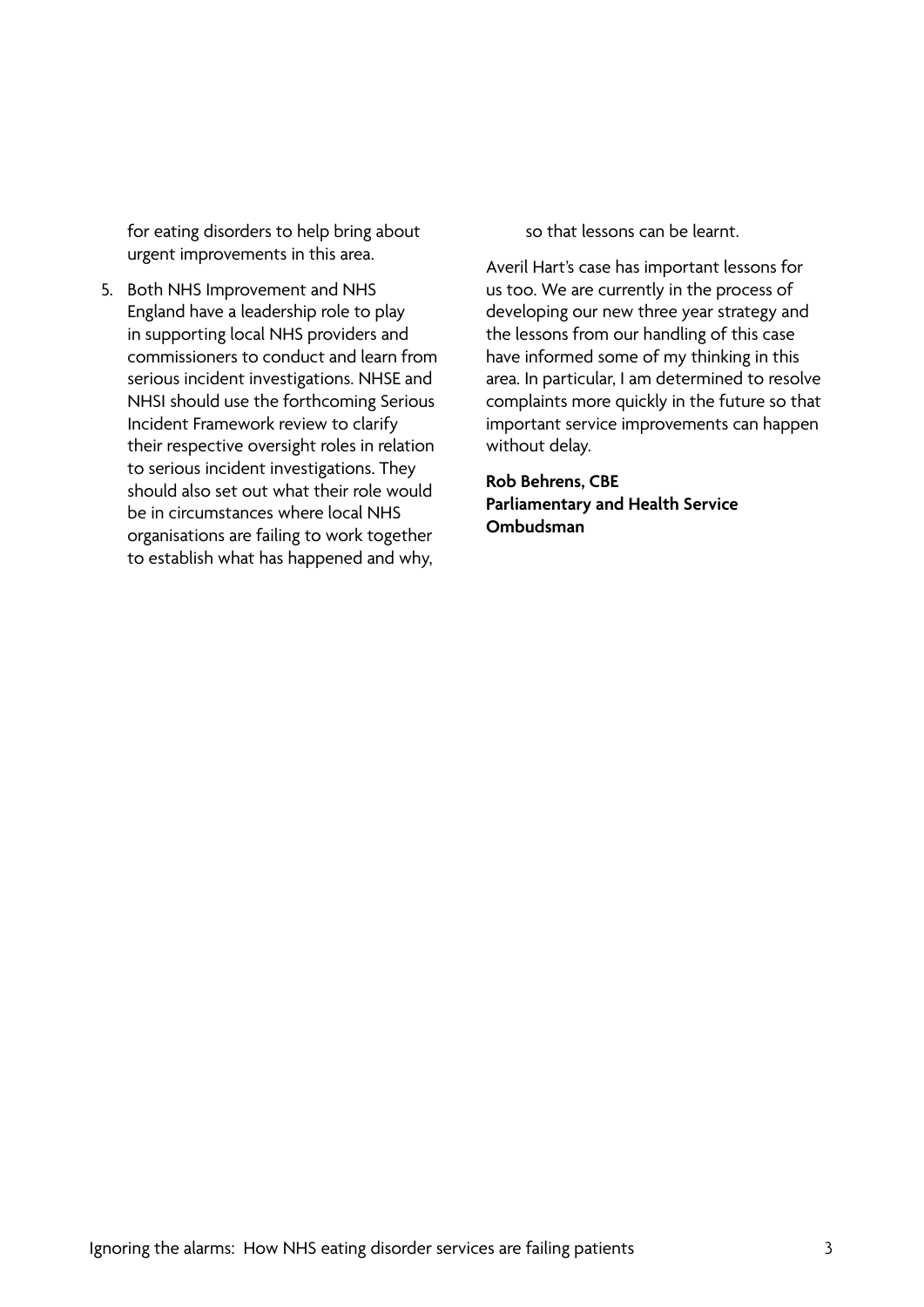for eating disorders to help bring about urgent improvements in this area.

5. Both NHS Improvement and NHS England have a leadership role to play in supporting local NHS providers and commissioners to conduct and learn from serious incident investigations. NHSE and NHSI should use the forthcoming Serious Incident Framework review to clarify their respective oversight roles in relation to serious incident investigations. They should also set out what their role would be in circumstances where local NHS organisations are failing to work together to establish what has happened and why, so that lessons can be learnt.

Averil Hart's case has important lessons for us too. We are currently in the process of developing our new three year strategy and the lessons from our handling of this case have informed some of my thinking in this area. In particular, I am determined to resolve complaints more quickly in the future so that important service improvements can happen without delay.

**Rob Behrens, CBE**
**Parliamentary and Health Service Ombudsman**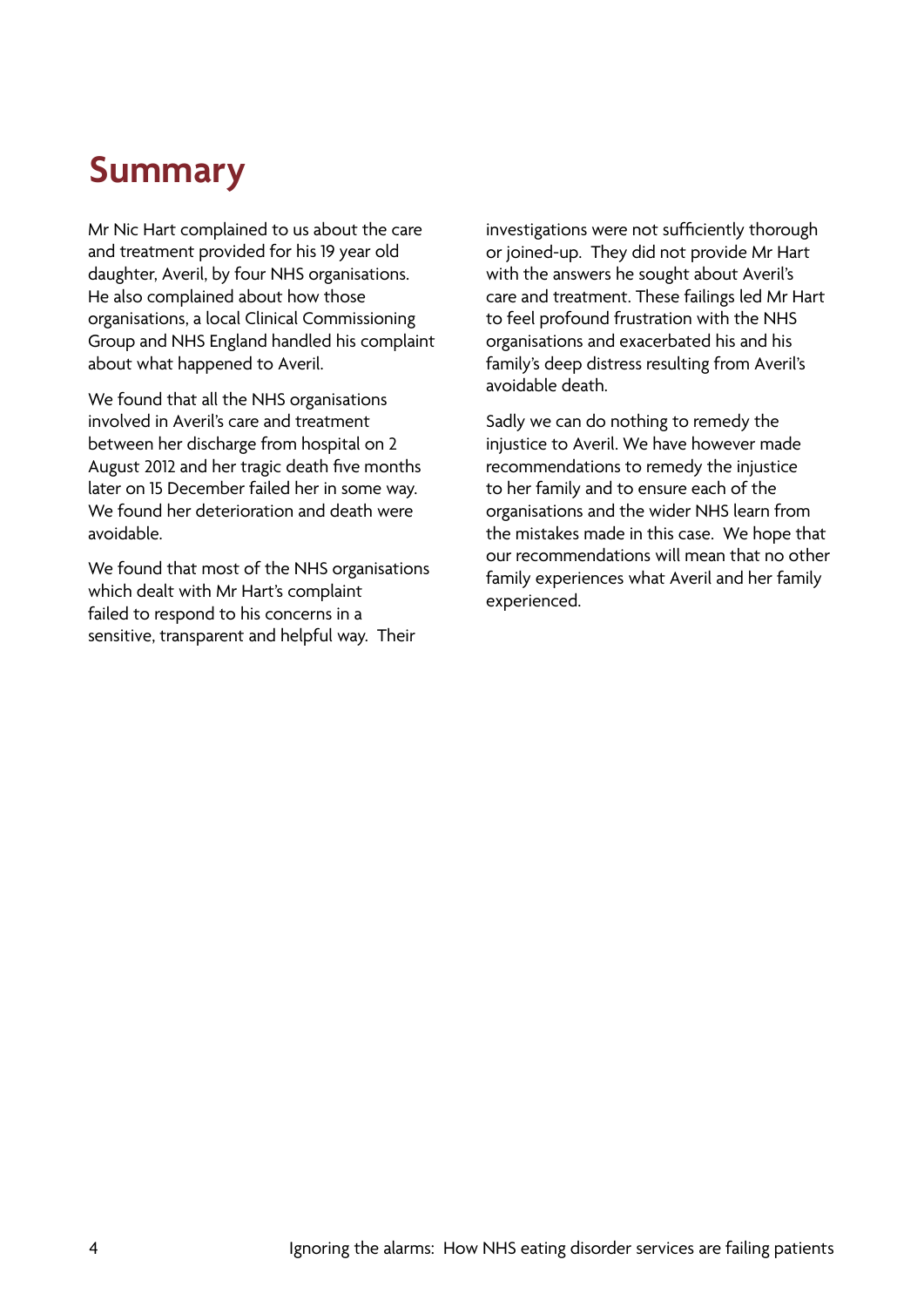# Summary

Mr Nic Hart complained to us about the care and treatment provided for his 19 year old daughter, Averil, by four NHS organisations. He also complained about how those organisations, a local Clinical Commissioning Group and NHS England handled his complaint about what happened to Averil.

We found that all the NHS organisations involved in Averil's care and treatment between her discharge from hospital on 2 August 2012 and her tragic death five months later on 15 December failed her in some way. We found her deterioration and death were avoidable.

We found that most of the NHS organisations which dealt with Mr Hart's complaint failed to respond to his concerns in a sensitive, transparent and helpful way. Their investigations were not sufficiently thorough or joined-up. They did not provide Mr Hart with the answers he sought about Averil's care and treatment. These failings led Mr Hart to feel profound frustration with the NHS organisations and exacerbated his and his family's deep distress resulting from Averil's avoidable death.

Sadly we can do nothing to remedy the injustice to Averil. We have however made recommendations to remedy the injustice to her family and to ensure each of the organisations and the wider NHS learn from the mistakes made in this case. We hope that our recommendations will mean that no other family experiences what Averil and her family experienced.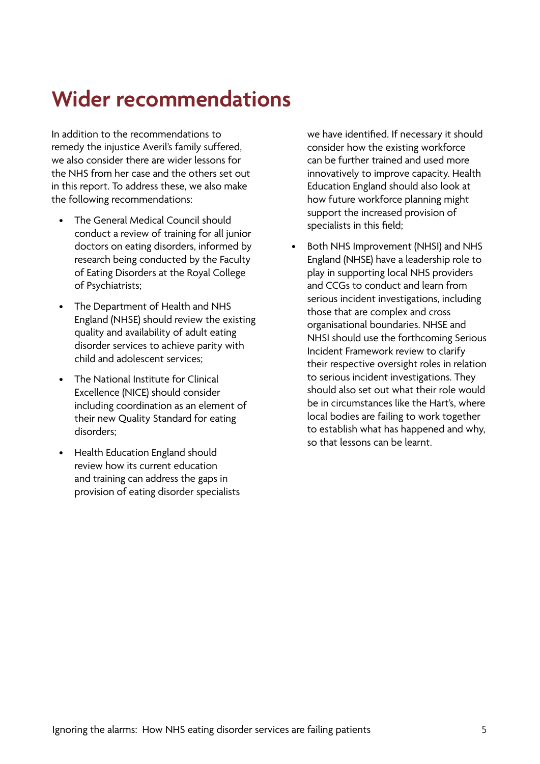# Wider recommendations

In addition to the recommendations to remedy the injustice Averil's family suffered, we also consider there are wider lessons for the NHS from her case and the others set out in this report. To address these, we also make the following recommendations:

- The General Medical Council should conduct a review of training for all junior doctors on eating disorders, informed by research being conducted by the Faculty of Eating Disorders at the Royal College of Psychiatrists;
- The Department of Health and NHS England (NHSE) should review the existing quality and availability of adult eating disorder services to achieve parity with child and adolescent services;
- The National Institute for Clinical Excellence (NICE) should consider including coordination as an element of their new Quality Standard for eating disorders;
- Health Education England should review how its current education and training can address the gaps in provision of eating disorder specialists we have identified. If necessary it should consider how the existing workforce can be further trained and used more innovatively to improve capacity. Health Education England should also look at how future workforce planning might support the increased provision of specialists in this field;
- Both NHS Improvement (NHSI) and NHS England (NHSE) have a leadership role to play in supporting local NHS providers and CCGs to conduct and learn from serious incident investigations, including those that are complex and cross organisational boundaries. NHSE and NHSI should use the forthcoming Serious Incident Framework review to clarify their respective oversight roles in relation to serious incident investigations. They should also set out what their role would be in circumstances like the Hart's, where local bodies are failing to work together to establish what has happened and why, so that lessons can be learnt.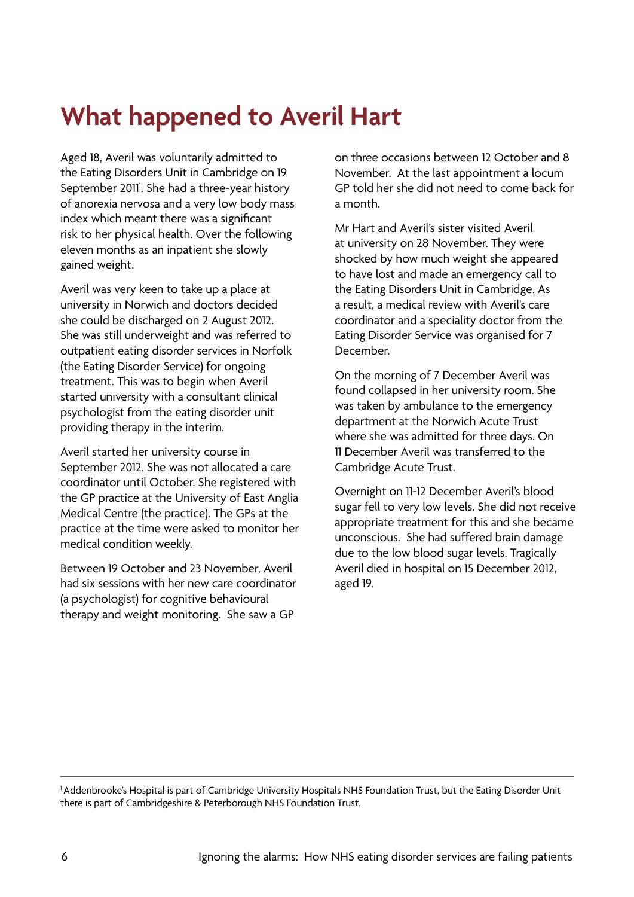# What happened to Averil Hart

Aged 18, Averil was voluntarily admitted to the Eating Disorders Unit in Cambridge on 19 September 2011[1]. She had a three-year history of anorexia nervosa and a very low body mass index which meant there was a significant risk to her physical health. Over the following eleven months as an inpatient she slowly gained weight.

Averil was very keen to take up a place at university in Norwich and doctors decided she could be discharged on 2 August 2012. She was still underweight and was referred to outpatient eating disorder services in Norfolk (the Eating Disorder Service) for ongoing treatment. This was to begin when Averil started university with a consultant clinical psychologist from the eating disorder unit providing therapy in the interim.

Averil started her university course in September 2012. She was not allocated a care coordinator until October. She registered with the GP practice at the University of East Anglia Medical Centre (the practice). The GPs at the practice at the time were asked to monitor her medical condition weekly.

Between 19 October and 23 November, Averil had six sessions with her new care coordinator (a psychologist) for cognitive behavioural therapy and weight monitoring. She saw a GP on three occasions between 12 October and 8 November. At the last appointment a locum GP told her she did not need to come back for a month.

Mr Hart and Averil's sister visited Averil at university on 28 November. They were shocked by how much weight she appeared to have lost and made an emergency call to the Eating Disorders Unit in Cambridge. As a result, a medical review with Averil's care coordinator and a speciality doctor from the Eating Disorder Service was organised for 7 December.

On the morning of 7 December Averil was found collapsed in her university room. She was taken by ambulance to the emergency department at the Norwich Acute Trust where she was admitted for three days. On 11 December Averil was transferred to the Cambridge Acute Trust.

Overnight on 11-12 December Averil's blood sugar fell to very low levels. She did not receive appropriate treatment for this and she became unconscious. She had suffered brain damage due to the low blood sugar levels. Tragically Averil died in hospital on 15 December 2012, aged 19.

---

[1] Addenbrooke's Hospital is part of Cambridge University Hospitals NHS Foundation Trust, but the Eating Disorder Unit there is part of Cambridgeshire & Peterborough NHS Foundation Trust.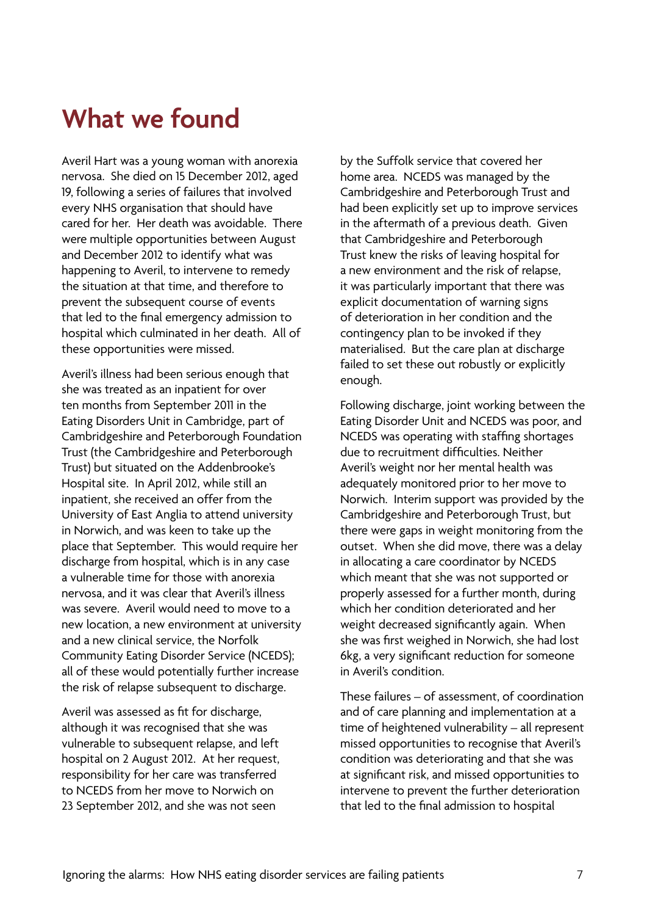# What we found

Averil Hart was a young woman with anorexia nervosa. She died on 15 December 2012, aged 19, following a series of failures that involved every NHS organisation that should have cared for her. Her death was avoidable. There were multiple opportunities between August and December 2012 to identify what was happening to Averil, to intervene to remedy the situation at that time, and therefore to prevent the subsequent course of events that led to the final emergency admission to hospital which culminated in her death. All of these opportunities were missed.

Averil's illness had been serious enough that she was treated as an inpatient for over ten months from September 2011 in the Eating Disorders Unit in Cambridge, part of Cambridgeshire and Peterborough Foundation Trust (the Cambridgeshire and Peterborough Trust) but situated on the Addenbrooke's Hospital site. In April 2012, while still an inpatient, she received an offer from the University of East Anglia to attend university in Norwich, and was keen to take up the place that September. This would require her discharge from hospital, which is in any case a vulnerable time for those with anorexia nervosa, and it was clear that Averil's illness was severe. Averil would need to move to a new location, a new environment at university and a new clinical service, the Norfolk Community Eating Disorder Service (NCEDS); all of these would potentially further increase the risk of relapse subsequent to discharge.

Averil was assessed as fit for discharge, although it was recognised that she was vulnerable to subsequent relapse, and left hospital on 2 August 2012. At her request, responsibility for her care was transferred to NCEDS from her move to Norwich on 23 September 2012, and she was not seen by the Suffolk service that covered her home area. NCEDS was managed by the Cambridgeshire and Peterborough Trust and had been explicitly set up to improve services in the aftermath of a previous death. Given that Cambridgeshire and Peterborough Trust knew the risks of leaving hospital for a new environment and the risk of relapse, it was particularly important that there was explicit documentation of warning signs of deterioration in her condition and the contingency plan to be invoked if they materialised. But the care plan at discharge failed to set these out robustly or explicitly enough.

Following discharge, joint working between the Eating Disorder Unit and NCEDS was poor, and NCEDS was operating with staffing shortages due to recruitment difficulties. Neither Averil's weight nor her mental health was adequately monitored prior to her move to Norwich. Interim support was provided by the Cambridgeshire and Peterborough Trust, but there were gaps in weight monitoring from the outset. When she did move, there was a delay in allocating a care coordinator by NCEDS which meant that she was not supported or properly assessed for a further month, during which her condition deteriorated and her weight decreased significantly again. When she was first weighed in Norwich, she had lost 6kg, a very significant reduction for someone in Averil's condition.

These failures – of assessment, of coordination and of care planning and implementation at a time of heightened vulnerability – all represent missed opportunities to recognise that Averil's condition was deteriorating and that she was at significant risk, and missed opportunities to intervene to prevent the further deterioration that led to the final admission to hospital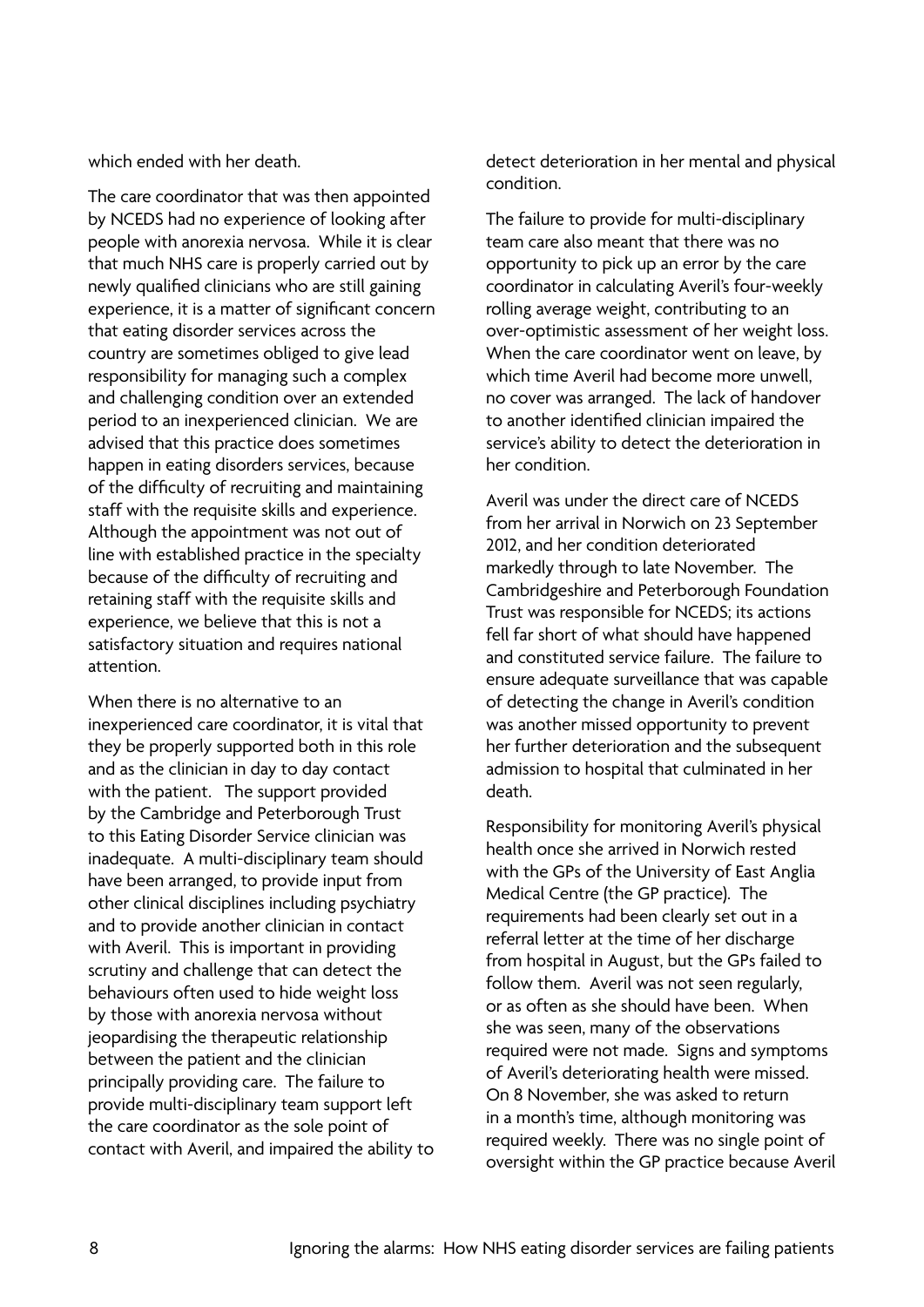which ended with her death.

The care coordinator that was then appointed by NCEDS had no experience of looking after people with anorexia nervosa. While it is clear that much NHS care is properly carried out by newly qualified clinicians who are still gaining experience, it is a matter of significant concern that eating disorder services across the country are sometimes obliged to give lead responsibility for managing such a complex and challenging condition over an extended period to an inexperienced clinician. We are advised that this practice does sometimes happen in eating disorders services, because of the difficulty of recruiting and maintaining staff with the requisite skills and experience. Although the appointment was not out of line with established practice in the specialty because of the difficulty of recruiting and retaining staff with the requisite skills and experience, we believe that this is not a satisfactory situation and requires national attention.

When there is no alternative to an inexperienced care coordinator, it is vital that they be properly supported both in this role and as the clinician in day to day contact with the patient. The support provided by the Cambridge and Peterborough Trust to this Eating Disorder Service clinician was inadequate. A multi-disciplinary team should have been arranged, to provide input from other clinical disciplines including psychiatry and to provide another clinician in contact with Averil. This is important in providing scrutiny and challenge that can detect the behaviours often used to hide weight loss by those with anorexia nervosa without jeopardising the therapeutic relationship between the patient and the clinician principally providing care. The failure to provide multi-disciplinary team support left the care coordinator as the sole point of contact with Averil, and impaired the ability to detect deterioration in her mental and physical condition.

The failure to provide for multi-disciplinary team care also meant that there was no opportunity to pick up an error by the care coordinator in calculating Averil's four-weekly rolling average weight, contributing to an over-optimistic assessment of her weight loss. When the care coordinator went on leave, by which time Averil had become more unwell, no cover was arranged. The lack of handover to another identified clinician impaired the service's ability to detect the deterioration in her condition.

Averil was under the direct care of NCEDS from her arrival in Norwich on 23 September 2012, and her condition deteriorated markedly through to late November. The Cambridgeshire and Peterborough Foundation Trust was responsible for NCEDS; its actions fell far short of what should have happened and constituted service failure. The failure to ensure adequate surveillance that was capable of detecting the change in Averil's condition was another missed opportunity to prevent her further deterioration and the subsequent admission to hospital that culminated in her death.

Responsibility for monitoring Averil's physical health once she arrived in Norwich rested with the GPs of the University of East Anglia Medical Centre (the GP practice). The requirements had been clearly set out in a referral letter at the time of her discharge from hospital in August, but the GPs failed to follow them. Averil was not seen regularly, or as often as she should have been. When she was seen, many of the observations required were not made. Signs and symptoms of Averil's deteriorating health were missed. On 8 November, she was asked to return in a month's time, although monitoring was required weekly. There was no single point of oversight within the GP practice because Averil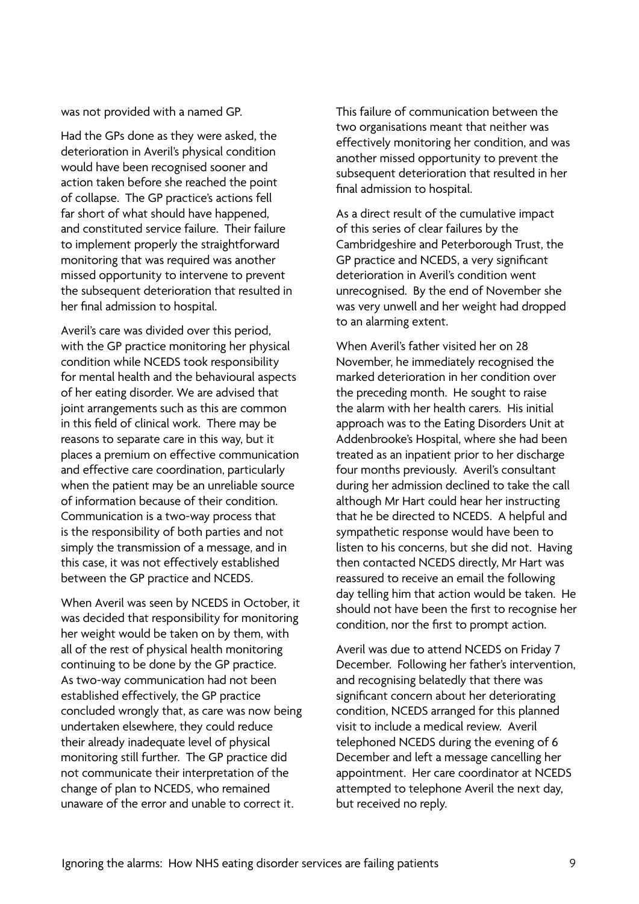was not provided with a named GP.

Had the GPs done as they were asked, the deterioration in Averil's physical condition would have been recognised sooner and action taken before she reached the point of collapse. The GP practice's actions fell far short of what should have happened, and constituted service failure. Their failure to implement properly the straightforward monitoring that was required was another missed opportunity to intervene to prevent the subsequent deterioration that resulted in her final admission to hospital.

Averil's care was divided over this period, with the GP practice monitoring her physical condition while NCEDS took responsibility for mental health and the behavioural aspects of her eating disorder. We are advised that joint arrangements such as this are common in this field of clinical work. There may be reasons to separate care in this way, but it places a premium on effective communication and effective care coordination, particularly when the patient may be an unreliable source of information because of their condition. Communication is a two-way process that is the responsibility of both parties and not simply the transmission of a message, and in this case, it was not effectively established between the GP practice and NCEDS.

When Averil was seen by NCEDS in October, it was decided that responsibility for monitoring her weight would be taken on by them, with all of the rest of physical health monitoring continuing to be done by the GP practice. As two-way communication had not been established effectively, the GP practice concluded wrongly that, as care was now being undertaken elsewhere, they could reduce their already inadequate level of physical monitoring still further. The GP practice did not communicate their interpretation of the change of plan to NCEDS, who remained unaware of the error and unable to correct it.

This failure of communication between the two organisations meant that neither was effectively monitoring her condition, and was another missed opportunity to prevent the subsequent deterioration that resulted in her final admission to hospital.

As a direct result of the cumulative impact of this series of clear failures by the Cambridgeshire and Peterborough Trust, the GP practice and NCEDS, a very significant deterioration in Averil's condition went unrecognised. By the end of November she was very unwell and her weight had dropped to an alarming extent.

When Averil's father visited her on 28 November, he immediately recognised the marked deterioration in her condition over the preceding month. He sought to raise the alarm with her health carers. His initial approach was to the Eating Disorders Unit at Addenbrooke's Hospital, where she had been treated as an inpatient prior to her discharge four months previously. Averil's consultant during her admission declined to take the call although Mr Hart could hear her instructing that he be directed to NCEDS. A helpful and sympathetic response would have been to listen to his concerns, but she did not. Having then contacted NCEDS directly, Mr Hart was reassured to receive an email the following day telling him that action would be taken. He should not have been the first to recognise her condition, nor the first to prompt action.

Averil was due to attend NCEDS on Friday 7 December. Following her father's intervention, and recognising belatedly that there was significant concern about her deteriorating condition, NCEDS arranged for this planned visit to include a medical review. Averil telephoned NCEDS during the evening of 6 December and left a message cancelling her appointment. Her care coordinator at NCEDS attempted to telephone Averil the next day, but received no reply.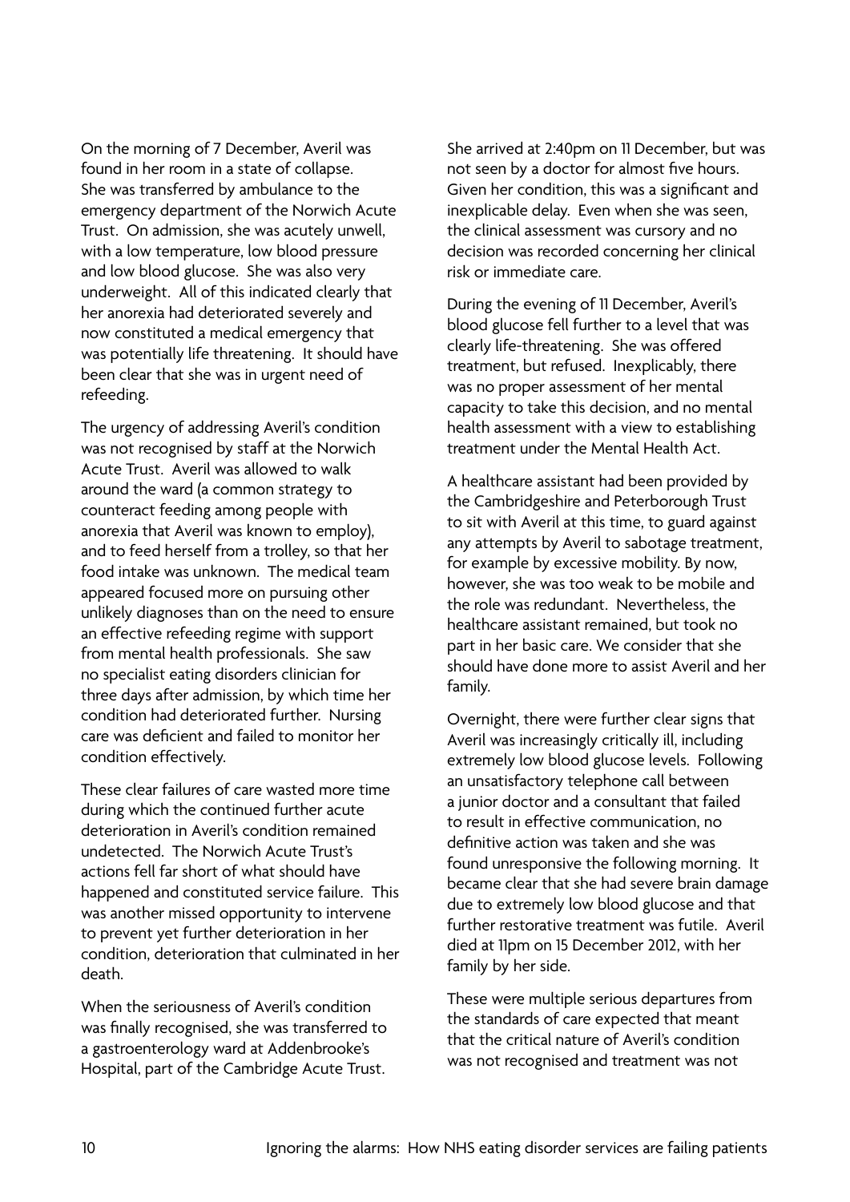On the morning of 7 December, Averil was found in her room in a state of collapse. She was transferred by ambulance to the emergency department of the Norwich Acute Trust. On admission, she was acutely unwell, with a low temperature, low blood pressure and low blood glucose. She was also very underweight. All of this indicated clearly that her anorexia had deteriorated severely and now constituted a medical emergency that was potentially life threatening. It should have been clear that she was in urgent need of refeeding.

The urgency of addressing Averil's condition was not recognised by staff at the Norwich Acute Trust. Averil was allowed to walk around the ward (a common strategy to counteract feeding among people with anorexia that Averil was known to employ), and to feed herself from a trolley, so that her food intake was unknown. The medical team appeared focused more on pursuing other unlikely diagnoses than on the need to ensure an effective refeeding regime with support from mental health professionals. She saw no specialist eating disorders clinician for three days after admission, by which time her condition had deteriorated further. Nursing care was deficient and failed to monitor her condition effectively.

These clear failures of care wasted more time during which the continued further acute deterioration in Averil's condition remained undetected. The Norwich Acute Trust's actions fell far short of what should have happened and constituted service failure. This was another missed opportunity to intervene to prevent yet further deterioration in her condition, deterioration that culminated in her death.

When the seriousness of Averil's condition was finally recognised, she was transferred to a gastroenterology ward at Addenbrooke's Hospital, part of the Cambridge Acute Trust. She arrived at 2:40pm on 11 December, but was not seen by a doctor for almost five hours. Given her condition, this was a significant and inexplicable delay. Even when she was seen, the clinical assessment was cursory and no decision was recorded concerning her clinical risk or immediate care.

During the evening of 11 December, Averil's blood glucose fell further to a level that was clearly life-threatening. She was offered treatment, but refused. Inexplicably, there was no proper assessment of her mental capacity to take this decision, and no mental health assessment with a view to establishing treatment under the Mental Health Act.

A healthcare assistant had been provided by the Cambridgeshire and Peterborough Trust to sit with Averil at this time, to guard against any attempts by Averil to sabotage treatment, for example by excessive mobility. By now, however, she was too weak to be mobile and the role was redundant. Nevertheless, the healthcare assistant remained, but took no part in her basic care. We consider that she should have done more to assist Averil and her family.

Overnight, there were further clear signs that Averil was increasingly critically ill, including extremely low blood glucose levels. Following an unsatisfactory telephone call between a junior doctor and a consultant that failed to result in effective communication, no definitive action was taken and she was found unresponsive the following morning. It became clear that she had severe brain damage due to extremely low blood glucose and that further restorative treatment was futile. Averil died at 11pm on 15 December 2012, with her family by her side.

These were multiple serious departures from the standards of care expected that meant that the critical nature of Averil's condition was not recognised and treatment was not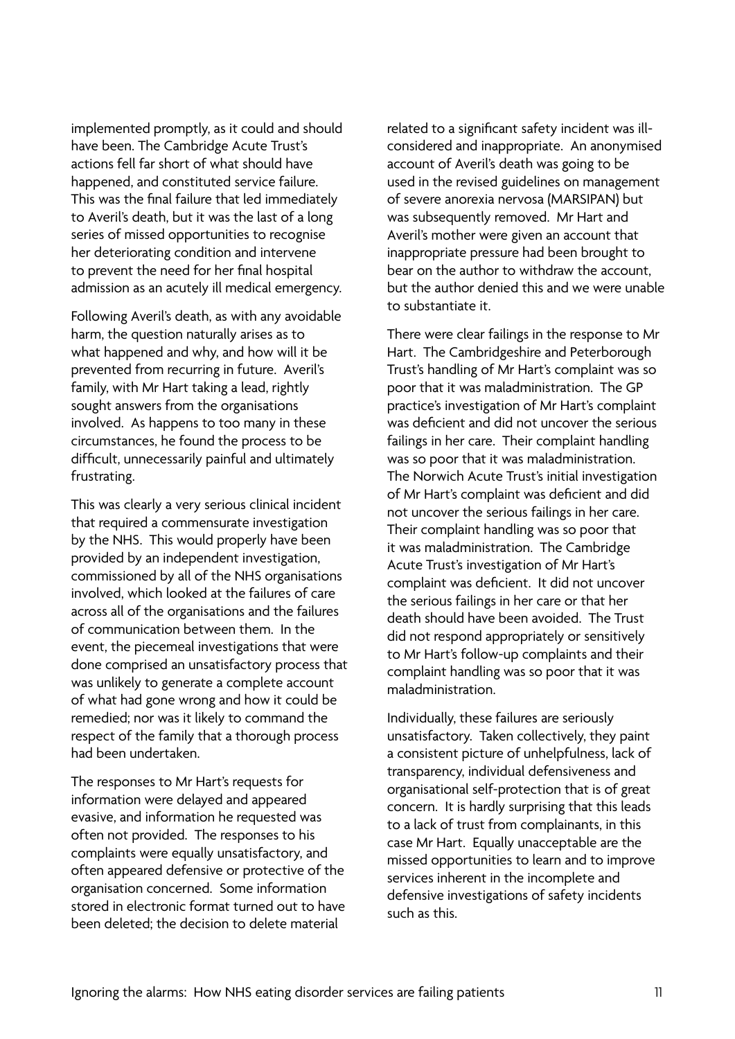implemented promptly, as it could and should have been. The Cambridge Acute Trust's actions fell far short of what should have happened, and constituted service failure. This was the final failure that led immediately to Averil's death, but it was the last of a long series of missed opportunities to recognise her deteriorating condition and intervene to prevent the need for her final hospital admission as an acutely ill medical emergency.

Following Averil's death, as with any avoidable harm, the question naturally arises as to what happened and why, and how will it be prevented from recurring in future. Averil's family, with Mr Hart taking a lead, rightly sought answers from the organisations involved. As happens to too many in these circumstances, he found the process to be difficult, unnecessarily painful and ultimately frustrating.

This was clearly a very serious clinical incident that required a commensurate investigation by the NHS. This would properly have been provided by an independent investigation, commissioned by all of the NHS organisations involved, which looked at the failures of care across all of the organisations and the failures of communication between them. In the event, the piecemeal investigations that were done comprised an unsatisfactory process that was unlikely to generate a complete account of what had gone wrong and how it could be remedied; nor was it likely to command the respect of the family that a thorough process had been undertaken.

The responses to Mr Hart's requests for information were delayed and appeared evasive, and information he requested was often not provided. The responses to his complaints were equally unsatisfactory, and often appeared defensive or protective of the organisation concerned. Some information stored in electronic format turned out to have been deleted; the decision to delete material related to a significant safety incident was ill-considered and inappropriate. An anonymised account of Averil's death was going to be used in the revised guidelines on management of severe anorexia nervosa (MARSIPAN) but was subsequently removed. Mr Hart and Averil's mother were given an account that inappropriate pressure had been brought to bear on the author to withdraw the account, but the author denied this and we were unable to substantiate it.

There were clear failings in the response to Mr Hart. The Cambridgeshire and Peterborough Trust's handling of Mr Hart's complaint was so poor that it was maladministration. The GP practice's investigation of Mr Hart's complaint was deficient and did not uncover the serious failings in her care. Their complaint handling was so poor that it was maladministration. The Norwich Acute Trust's initial investigation of Mr Hart's complaint was deficient and did not uncover the serious failings in her care. Their complaint handling was so poor that it was maladministration. The Cambridge Acute Trust's investigation of Mr Hart's complaint was deficient. It did not uncover the serious failings in her care or that her death should have been avoided. The Trust did not respond appropriately or sensitively to Mr Hart's follow-up complaints and their complaint handling was so poor that it was maladministration.

Individually, these failures are seriously unsatisfactory. Taken collectively, they paint a consistent picture of unhelpfulness, lack of transparency, individual defensiveness and organisational self-protection that is of great concern. It is hardly surprising that this leads to a lack of trust from complainants, in this case Mr Hart. Equally unacceptable are the missed opportunities to learn and to improve services inherent in the incomplete and defensive investigations of safety incidents such as this.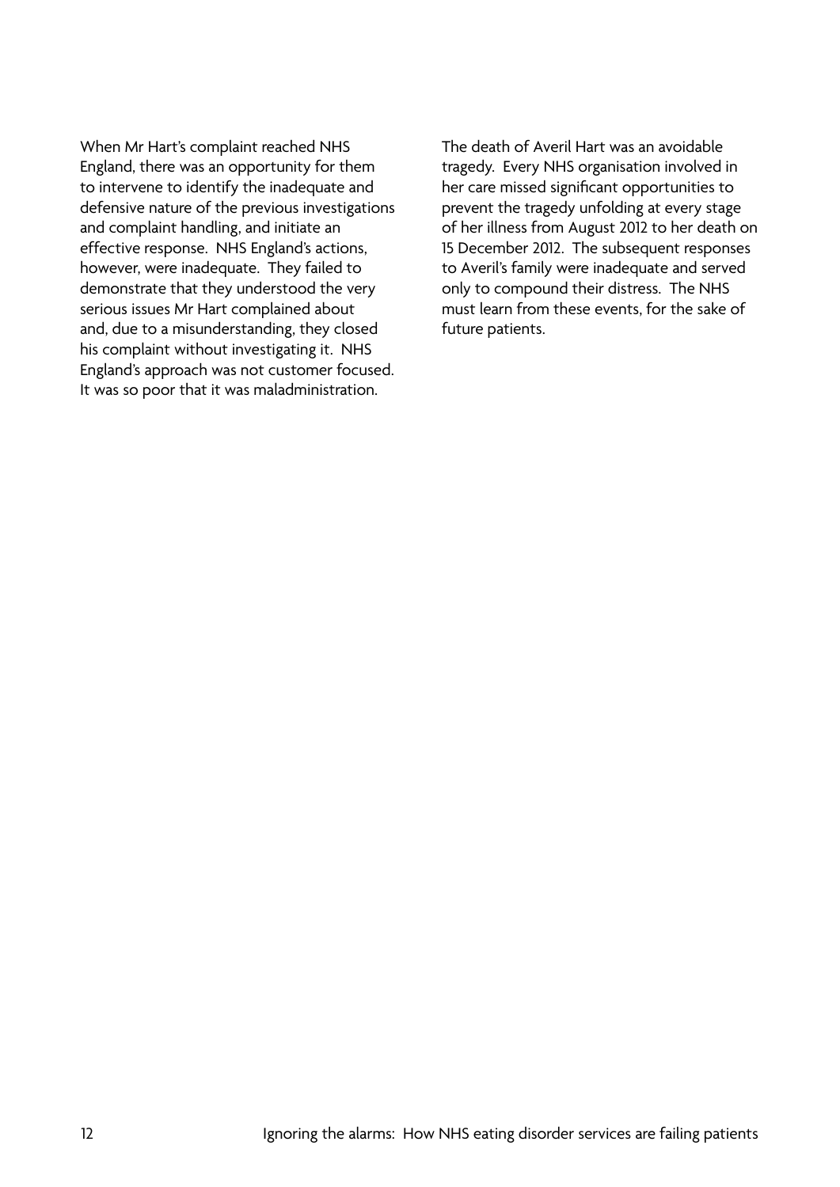When Mr Hart's complaint reached NHS England, there was an opportunity for them to intervene to identify the inadequate and defensive nature of the previous investigations and complaint handling, and initiate an effective response. NHS England's actions, however, were inadequate. They failed to demonstrate that they understood the very serious issues Mr Hart complained about and, due to a misunderstanding, they closed his complaint without investigating it. NHS England's approach was not customer focused. It was so poor that it was maladministration.

The death of Averil Hart was an avoidable tragedy. Every NHS organisation involved in her care missed significant opportunities to prevent the tragedy unfolding at every stage of her illness from August 2012 to her death on 15 December 2012. The subsequent responses to Averil's family were inadequate and served only to compound their distress. The NHS must learn from these events, for the sake of future patients.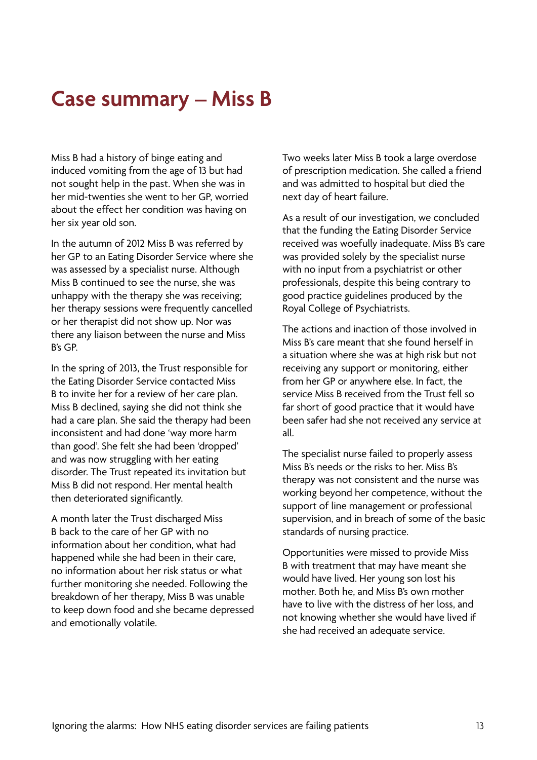# Case summary – Miss B

Miss B had a history of binge eating and induced vomiting from the age of 13 but had not sought help in the past. When she was in her mid-twenties she went to her GP, worried about the effect her condition was having on her six year old son.

In the autumn of 2012 Miss B was referred by her GP to an Eating Disorder Service where she was assessed by a specialist nurse. Although Miss B continued to see the nurse, she was unhappy with the therapy she was receiving; her therapy sessions were frequently cancelled or her therapist did not show up. Nor was there any liaison between the nurse and Miss B's GP.

In the spring of 2013, the Trust responsible for the Eating Disorder Service contacted Miss B to invite her for a review of her care plan. Miss B declined, saying she did not think she had a care plan. She said the therapy had been inconsistent and had done 'way more harm than good'. She felt she had been 'dropped' and was now struggling with her eating disorder. The Trust repeated its invitation but Miss B did not respond. Her mental health then deteriorated significantly.

A month later the Trust discharged Miss B back to the care of her GP with no information about her condition, what had happened while she had been in their care, no information about her risk status or what further monitoring she needed. Following the breakdown of her therapy, Miss B was unable to keep down food and she became depressed and emotionally volatile.

Two weeks later Miss B took a large overdose of prescription medication. She called a friend and was admitted to hospital but died the next day of heart failure.

As a result of our investigation, we concluded that the funding the Eating Disorder Service received was woefully inadequate. Miss B's care was provided solely by the specialist nurse with no input from a psychiatrist or other professionals, despite this being contrary to good practice guidelines produced by the Royal College of Psychiatrists.

The actions and inaction of those involved in Miss B's care meant that she found herself in a situation where she was at high risk but not receiving any support or monitoring, either from her GP or anywhere else. In fact, the service Miss B received from the Trust fell so far short of good practice that it would have been safer had she not received any service at all.

The specialist nurse failed to properly assess Miss B's needs or the risks to her. Miss B's therapy was not consistent and the nurse was working beyond her competence, without the support of line management or professional supervision, and in breach of some of the basic standards of nursing practice.

Opportunities were missed to provide Miss B with treatment that may have meant she would have lived. Her young son lost his mother. Both he, and Miss B's own mother have to live with the distress of her loss, and not knowing whether she would have lived if she had received an adequate service.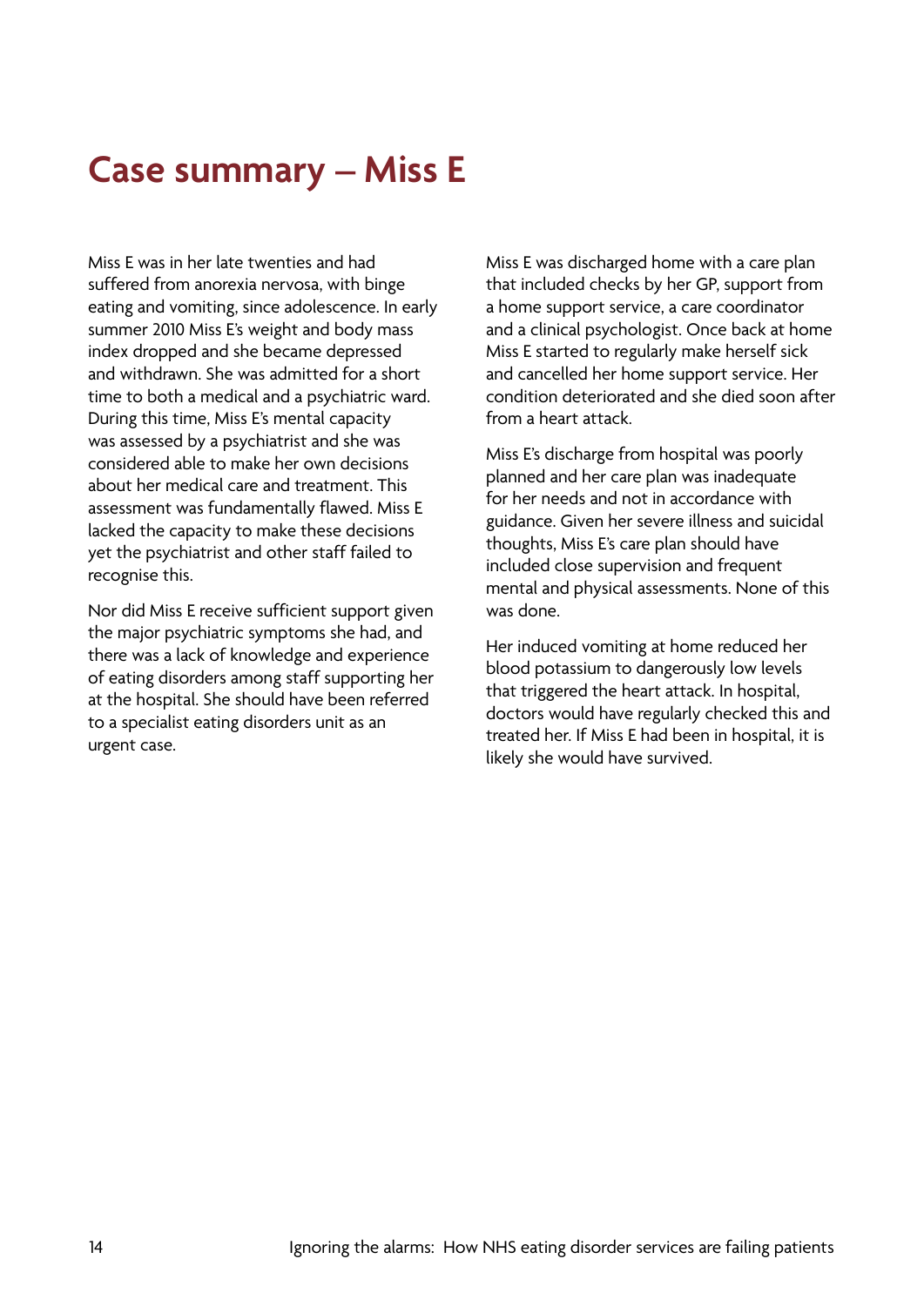# Case summary – Miss E

Miss E was in her late twenties and had suffered from anorexia nervosa, with binge eating and vomiting, since adolescence. In early summer 2010 Miss E's weight and body mass index dropped and she became depressed and withdrawn. She was admitted for a short time to both a medical and a psychiatric ward. During this time, Miss E's mental capacity was assessed by a psychiatrist and she was considered able to make her own decisions about her medical care and treatment. This assessment was fundamentally flawed. Miss E lacked the capacity to make these decisions yet the psychiatrist and other staff failed to recognise this.

Nor did Miss E receive sufficient support given the major psychiatric symptoms she had, and there was a lack of knowledge and experience of eating disorders among staff supporting her at the hospital. She should have been referred to a specialist eating disorders unit as an urgent case.

Miss E was discharged home with a care plan that included checks by her GP, support from a home support service, a care coordinator and a clinical psychologist. Once back at home Miss E started to regularly make herself sick and cancelled her home support service. Her condition deteriorated and she died soon after from a heart attack.

Miss E's discharge from hospital was poorly planned and her care plan was inadequate for her needs and not in accordance with guidance. Given her severe illness and suicidal thoughts, Miss E's care plan should have included close supervision and frequent mental and physical assessments. None of this was done.

Her induced vomiting at home reduced her blood potassium to dangerously low levels that triggered the heart attack. In hospital, doctors would have regularly checked this and treated her. If Miss E had been in hospital, it is likely she would have survived.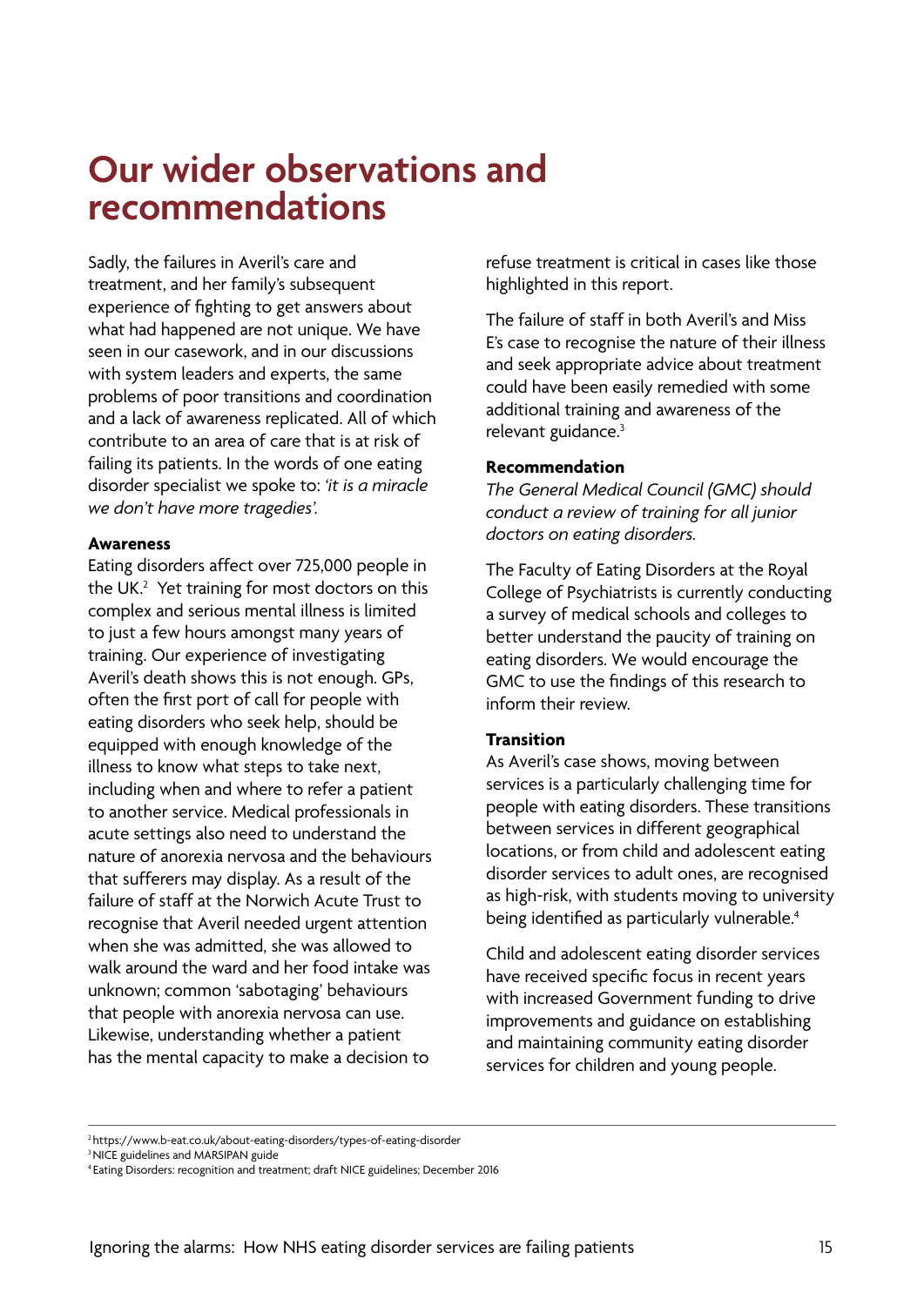# Our wider observations and recommendations

Sadly, the failures in Averil's care and treatment, and her family's subsequent experience of fighting to get answers about what had happened are not unique. We have seen in our casework, and in our discussions with system leaders and experts, the same problems of poor transitions and coordination and a lack of awareness replicated. All of which contribute to an area of care that is at risk of failing its patients. In the words of one eating disorder specialist we spoke to: *'it is a miracle we don't have more tragedies'.*

**Awareness**

Eating disorders affect over 725,000 people in the UK.[2] Yet training for most doctors on this complex and serious mental illness is limited to just a few hours amongst many years of training. Our experience of investigating Averil's death shows this is not enough. GPs, often the first port of call for people with eating disorders who seek help, should be equipped with enough knowledge of the illness to know what steps to take next, including when and where to refer a patient to another service. Medical professionals in acute settings also need to understand the nature of anorexia nervosa and the behaviours that sufferers may display. As a result of the failure of staff at the Norwich Acute Trust to recognise that Averil needed urgent attention when she was admitted, she was allowed to walk around the ward and her food intake was unknown; common 'sabotaging' behaviours that people with anorexia nervosa can use. Likewise, understanding whether a patient has the mental capacity to make a decision to refuse treatment is critical in cases like those highlighted in this report.

The failure of staff in both Averil's and Miss E's case to recognise the nature of their illness and seek appropriate advice about treatment could have been easily remedied with some additional training and awareness of the relevant guidance.[3]

**Recommendation**

*The General Medical Council (GMC) should conduct a review of training for all junior doctors on eating disorders.*

The Faculty of Eating Disorders at the Royal College of Psychiatrists is currently conducting a survey of medical schools and colleges to better understand the paucity of training on eating disorders. We would encourage the GMC to use the findings of this research to inform their review.

**Transition**

As Averil's case shows, moving between services is a particularly challenging time for people with eating disorders. These transitions between services in different geographical locations, or from child and adolescent eating disorder services to adult ones, are recognised as high-risk, with students moving to university being identified as particularly vulnerable.[4]

Child and adolescent eating disorder services have received specific focus in recent years with increased Government funding to drive improvements and guidance on establishing and maintaining community eating disorder services for children and young people.

---

[2] https://www.b-eat.co.uk/about-eating-disorders/types-of-eating-disorder

[3] NICE guidelines and MARSIPAN guide

[4] Eating Disorders: recognition and treatment; draft NICE guidelines; December 2016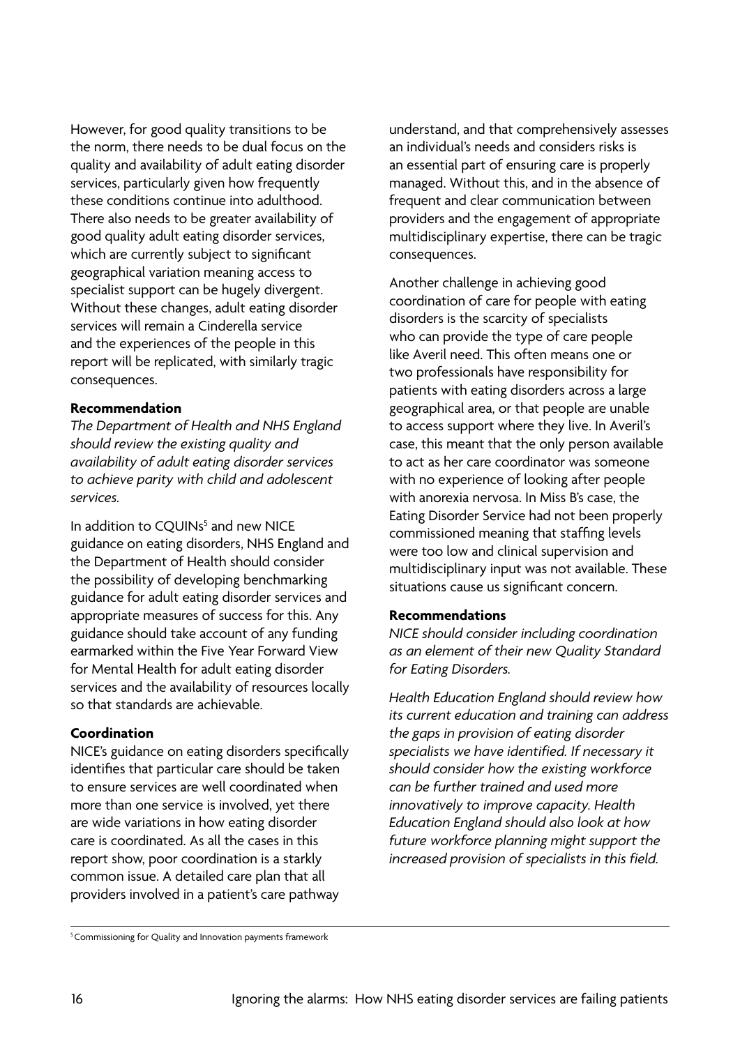However, for good quality transitions to be the norm, there needs to be dual focus on the quality and availability of adult eating disorder services, particularly given how frequently these conditions continue into adulthood. There also needs to be greater availability of good quality adult eating disorder services, which are currently subject to significant geographical variation meaning access to specialist support can be hugely divergent. Without these changes, adult eating disorder services will remain a Cinderella service and the experiences of the people in this report will be replicated, with similarly tragic consequences.

**Recommendation**

*The Department of Health and NHS England should review the existing quality and availability of adult eating disorder services to achieve parity with child and adolescent services.*

In addition to CQUINs[5] and new NICE guidance on eating disorders, NHS England and the Department of Health should consider the possibility of developing benchmarking guidance for adult eating disorder services and appropriate measures of success for this. Any guidance should take account of any funding earmarked within the Five Year Forward View for Mental Health for adult eating disorder services and the availability of resources locally so that standards are achievable.

**Coordination**

NICE's guidance on eating disorders specifically identifies that particular care should be taken to ensure services are well coordinated when more than one service is involved, yet there are wide variations in how eating disorder care is coordinated. As all the cases in this report show, poor coordination is a starkly common issue. A detailed care plan that all providers involved in a patient's care pathway understand, and that comprehensively assesses an individual's needs and considers risks is an essential part of ensuring care is properly managed. Without this, and in the absence of frequent and clear communication between providers and the engagement of appropriate multidisciplinary expertise, there can be tragic consequences.

Another challenge in achieving good coordination of care for people with eating disorders is the scarcity of specialists who can provide the type of care people like Averil need. This often means one or two professionals have responsibility for patients with eating disorders across a large geographical area, or that people are unable to access support where they live. In Averil's case, this meant that the only person available to act as her care coordinator was someone with no experience of looking after people with anorexia nervosa. In Miss B's case, the Eating Disorder Service had not been properly commissioned meaning that staffing levels were too low and clinical supervision and multidisciplinary input was not available. These situations cause us significant concern.

**Recommendations**

*NICE should consider including coordination as an element of their new Quality Standard for Eating Disorders.*

*Health Education England should review how its current education and training can address the gaps in provision of eating disorder specialists we have identified. If necessary it should consider how the existing workforce can be further trained and used more innovatively to improve capacity. Health Education England should also look at how future workforce planning might support the increased provision of specialists in this field.*

[5] Commissioning for Quality and Innovation payments framework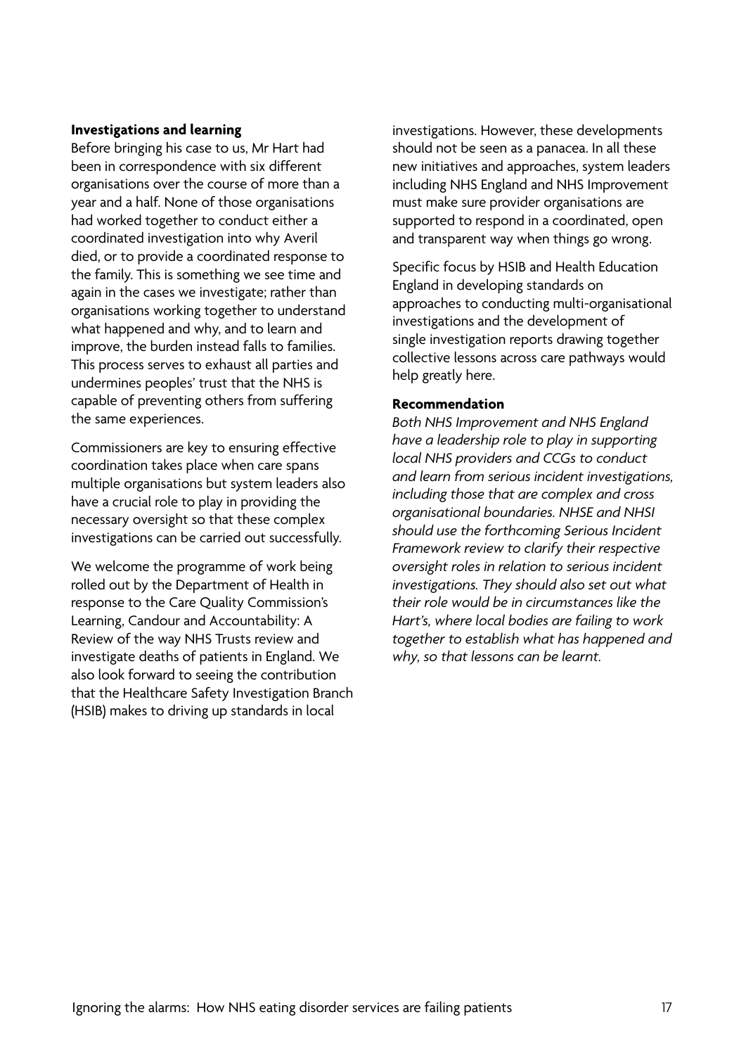**Investigations and learning**

Before bringing his case to us, Mr Hart had been in correspondence with six different organisations over the course of more than a year and a half. None of those organisations had worked together to conduct either a coordinated investigation into why Averil died, or to provide a coordinated response to the family. This is something we see time and again in the cases we investigate; rather than organisations working together to understand what happened and why, and to learn and improve, the burden instead falls to families. This process serves to exhaust all parties and undermines peoples' trust that the NHS is capable of preventing others from suffering the same experiences.

Commissioners are key to ensuring effective coordination takes place when care spans multiple organisations but system leaders also have a crucial role to play in providing the necessary oversight so that these complex investigations can be carried out successfully.

We welcome the programme of work being rolled out by the Department of Health in response to the Care Quality Commission's Learning, Candour and Accountability: A Review of the way NHS Trusts review and investigate deaths of patients in England. We also look forward to seeing the contribution that the Healthcare Safety Investigation Branch (HSIB) makes to driving up standards in local investigations. However, these developments should not be seen as a panacea. In all these new initiatives and approaches, system leaders including NHS England and NHS Improvement must make sure provider organisations are supported to respond in a coordinated, open and transparent way when things go wrong.

Specific focus by HSIB and Health Education England in developing standards on approaches to conducting multi-organisational investigations and the development of single investigation reports drawing together collective lessons across care pathways would help greatly here.

**Recommendation**

*Both NHS Improvement and NHS England have a leadership role to play in supporting local NHS providers and CCGs to conduct and learn from serious incident investigations, including those that are complex and cross organisational boundaries. NHSE and NHSI should use the forthcoming Serious Incident Framework review to clarify their respective oversight roles in relation to serious incident investigations. They should also set out what their role would be in circumstances like the Hart's, where local bodies are failing to work together to establish what has happened and why, so that lessons can be learnt.*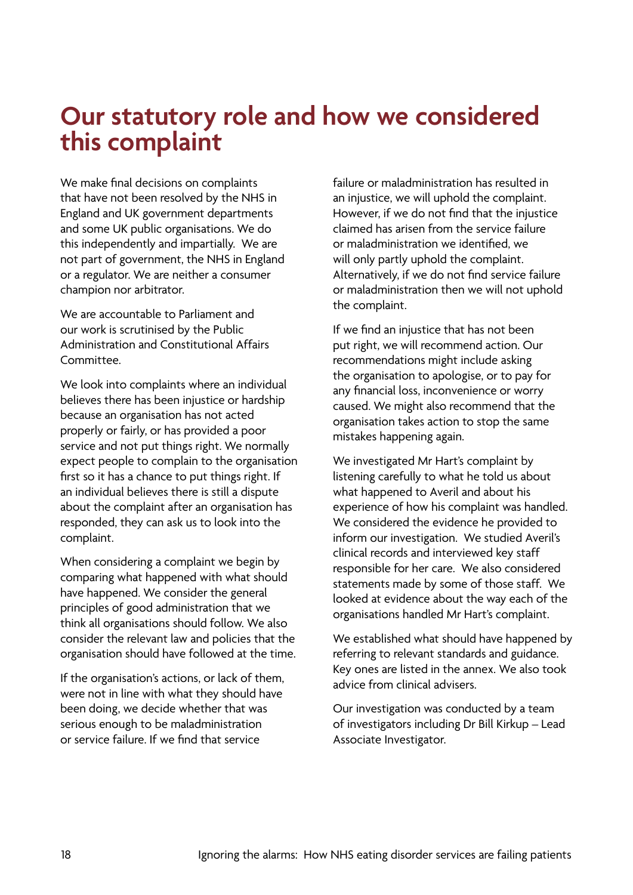# Our statutory role and how we considered this complaint

We make final decisions on complaints that have not been resolved by the NHS in England and UK government departments and some UK public organisations. We do this independently and impartially. We are not part of government, the NHS in England or a regulator. We are neither a consumer champion nor arbitrator.

We are accountable to Parliament and our work is scrutinised by the Public Administration and Constitutional Affairs Committee.

We look into complaints where an individual believes there has been injustice or hardship because an organisation has not acted properly or fairly, or has provided a poor service and not put things right. We normally expect people to complain to the organisation first so it has a chance to put things right. If an individual believes there is still a dispute about the complaint after an organisation has responded, they can ask us to look into the complaint.

When considering a complaint we begin by comparing what happened with what should have happened. We consider the general principles of good administration that we think all organisations should follow. We also consider the relevant law and policies that the organisation should have followed at the time.

If the organisation's actions, or lack of them, were not in line with what they should have been doing, we decide whether that was serious enough to be maladministration or service failure. If we find that service failure or maladministration has resulted in an injustice, we will uphold the complaint. However, if we do not find that the injustice claimed has arisen from the service failure or maladministration we identified, we will only partly uphold the complaint. Alternatively, if we do not find service failure or maladministration then we will not uphold the complaint.

If we find an injustice that has not been put right, we will recommend action. Our recommendations might include asking the organisation to apologise, or to pay for any financial loss, inconvenience or worry caused. We might also recommend that the organisation takes action to stop the same mistakes happening again.

We investigated Mr Hart's complaint by listening carefully to what he told us about what happened to Averil and about his experience of how his complaint was handled. We considered the evidence he provided to inform our investigation. We studied Averil's clinical records and interviewed key staff responsible for her care. We also considered statements made by some of those staff. We looked at evidence about the way each of the organisations handled Mr Hart's complaint.

We established what should have happened by referring to relevant standards and guidance. Key ones are listed in the annex. We also took advice from clinical advisers.

Our investigation was conducted by a team of investigators including Dr Bill Kirkup – Lead Associate Investigator.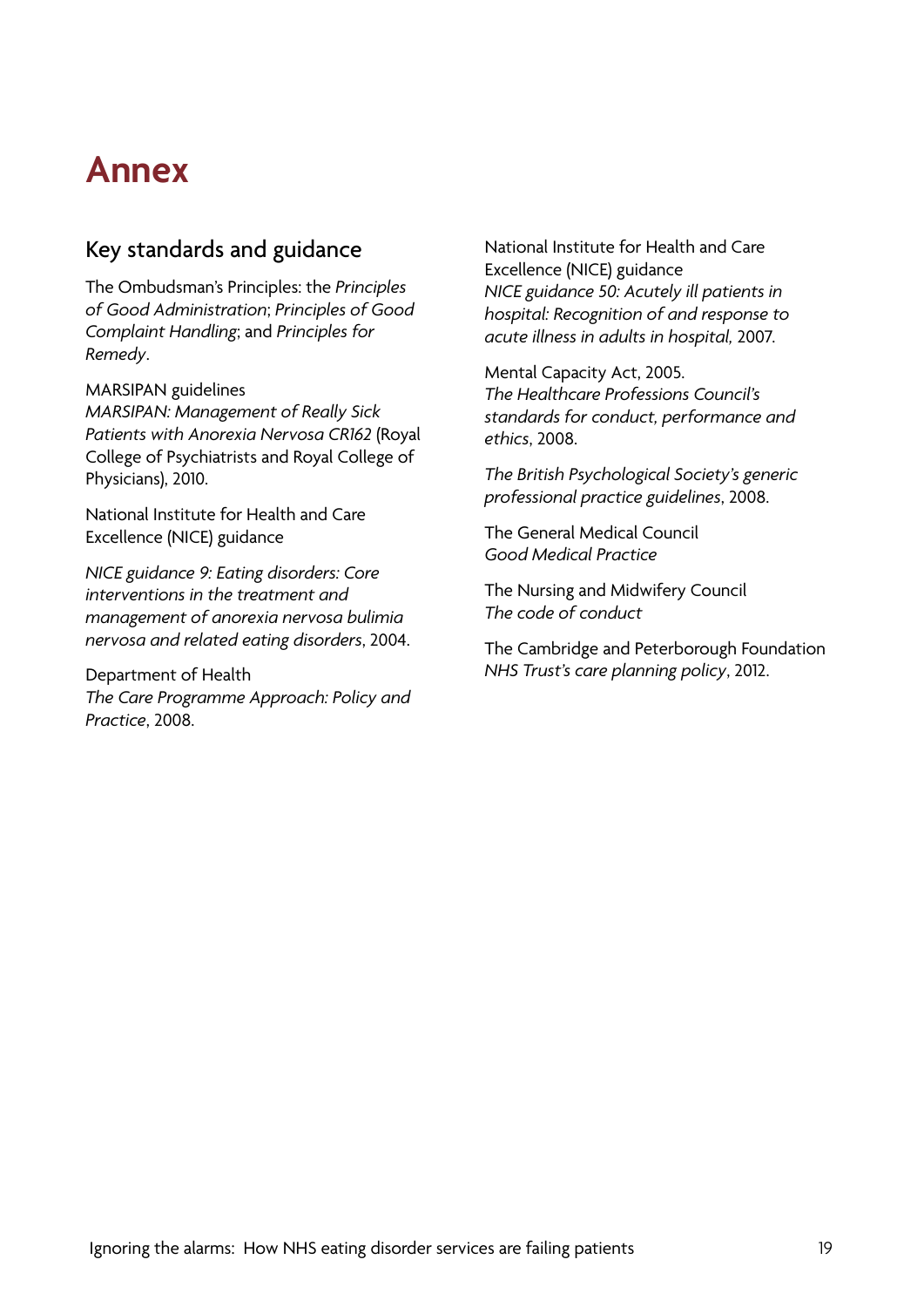# Annex

## Key standards and guidance

The Ombudsman's Principles: the *Principles of Good Administration*; *Principles of Good Complaint Handling*; and *Principles for Remedy*.

MARSIPAN guidelines
*MARSIPAN: Management of Really Sick Patients with Anorexia Nervosa CR162* (Royal College of Psychiatrists and Royal College of Physicians), 2010.

National Institute for Health and Care Excellence (NICE) guidance

*NICE guidance 9: Eating disorders: Core interventions in the treatment and management of anorexia nervosa bulimia nervosa and related eating disorders*, 2004.

Department of Health
*The Care Programme Approach: Policy and Practice*, 2008.

National Institute for Health and Care Excellence (NICE) guidance
*NICE guidance 50: Acutely ill patients in hospital: Recognition of and response to acute illness in adults in hospital,* 2007.

Mental Capacity Act, 2005.
*The Healthcare Professions Council's standards for conduct, performance and ethics*, 2008.

*The British Psychological Society's generic professional practice guidelines*, 2008.

The General Medical Council
*Good Medical Practice*

The Nursing and Midwifery Council
*The code of conduct*

The Cambridge and Peterborough Foundation *NHS Trust's care planning policy*, 2012.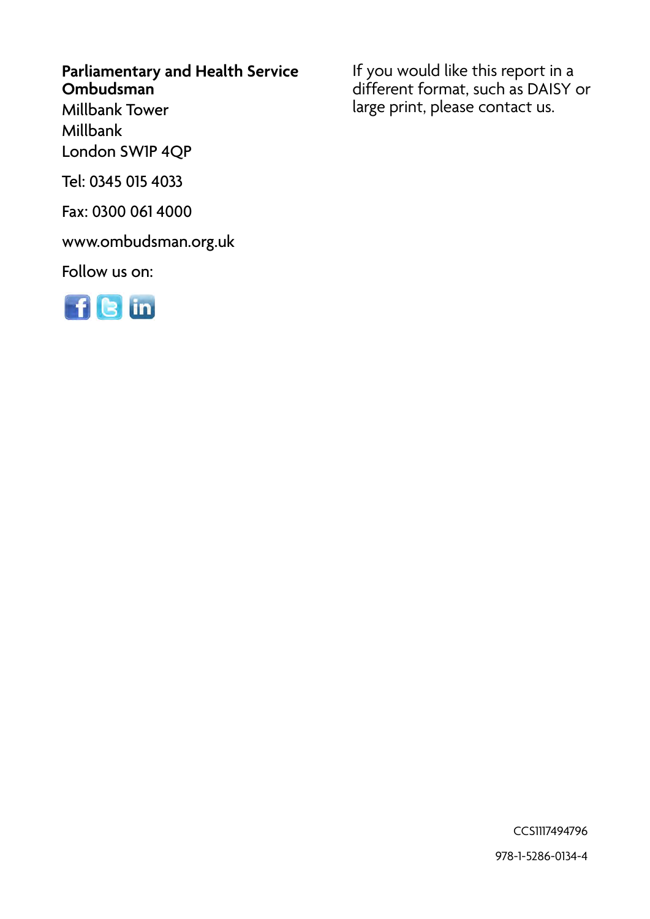**Parliamentary and Health Service Ombudsman**
Millbank Tower
Millbank
London SW1P 4QP

Tel: 0345 015 4033

Fax: 0300 061 4000

www.ombudsman.org.uk

Follow us on:

If you would like this report in a different format, such as DAISY or large print, please contact us.

CCS1117494796

978-1-5286-0134-4